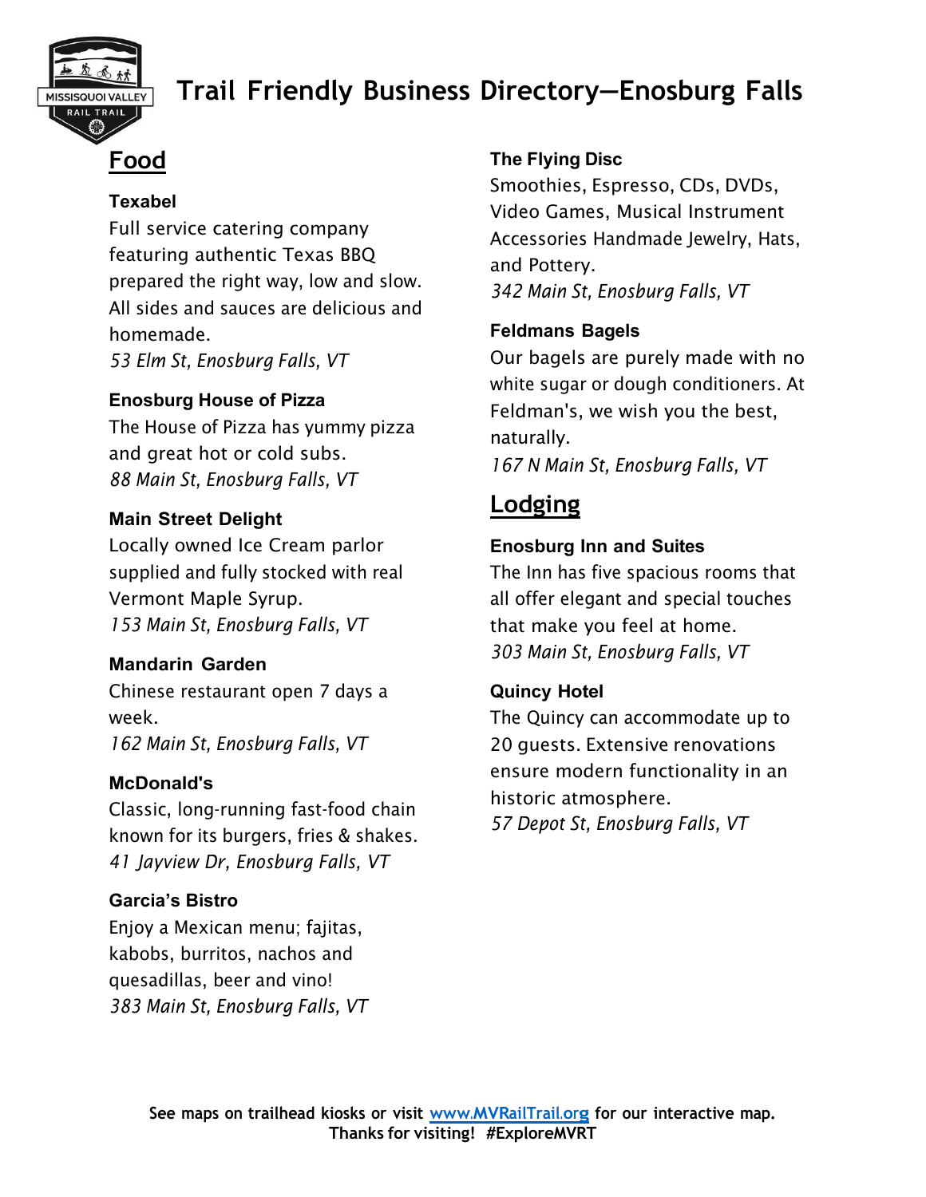# Trail Friendly Business Directory—Enosburg Falls

## Food

### Texabel

Full service catering company featuring authentic Texas BBQ prepared the right way, low and slow. All sides and sauces are delicious and homemade.

*53 Elm St, Enosburg Falls, VT*

### Enosburg House of Pizza

The House of Pizza has yummy pizza and great hot or cold subs.

*88 Main St, Enosburg Falls, VT*

### Main Street Delight

Locally owned Ice Cream parlor supplied and fully stocked with real Vermont Maple Syrup.

*153 Main St, Enosburg Falls, VT*

### Mandarin Garden

Chinese restaurant open 7 days a week.

*162 Main St, Enosburg Falls, VT*

### McDonald's

Classic, long-running fast-food chain known for its burgers, fries & shakes.

*41 Jayview Dr, Enosburg Falls, VT*

### Garcia's Bistro

Enjoy a Mexican menu; fajitas, kabobs, burritos, nachos and quesadillas, beer and vino!

*383 Main St, Enosburg Falls, VT*

### The Flying Disc

Smoothies, Espresso, CDs, DVDs, Video Games, Musical Instrument Accessories Handmade Jewelry, Hats, and Pottery.

*342 Main St, Enosburg Falls, VT*

### Feldmans Bagels

Our bagels are purely made with no white sugar or dough conditioners. At Feldman's, we wish you the best, naturally.

*167 N Main St, Enosburg Falls, VT*

## Lodging

### Enosburg Inn and Suites

The Inn has five spacious rooms that all offer elegant and special touches that make you feel at home.

*303 Main St, Enosburg Falls, VT*

### Quincy Hotel

The Quincy can accommodate up to 20 guests. Extensive renovations ensure modern functionality in an historic atmosphere.

*57 Depot St, Enosburg Falls, VT*

**See maps on trailhead kiosks or visit www.MVRailTrail.org for our interactive map. Thanks for visiting! #ExploreMVRT**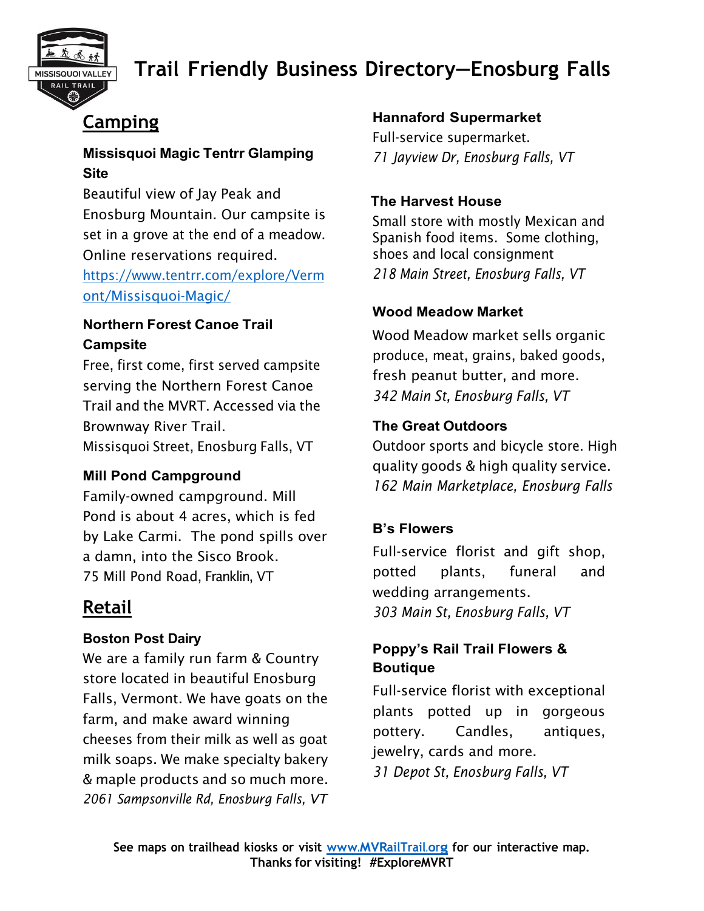# Trail Friendly Business Directory—Enosburg Falls

## Camping

### Missisquoi Magic Tentrr Glamping Site

Beautiful view of Jay Peak and Enosburg Mountain. Our campsite is set in a grove at the end of a meadow. Online reservations required.
[https://www.tentrr.com/explore/Vermont/Missisquoi-Magic/](https://www.tentrr.com/explore/Vermont/Missisquoi-Magic/)

### Northern Forest Canoe Trail Campsite

Free, first come, first served campsite serving the Northern Forest Canoe Trail and the MVRT. Accessed via the Brownway River Trail.
Missisquoi Street, Enosburg Falls, VT

### Mill Pond Campground

Family-owned campground. Mill Pond is about 4 acres, which is fed by Lake Carmi. The pond spills over a damn, into the Sisco Brook.
75 Mill Pond Road, Franklin, VT

## Retail

### Boston Post Dairy

We are a family run farm & Country store located in beautiful Enosburg Falls, Vermont. We have goats on the farm, and make award winning cheeses from their milk as well as goat milk soaps. We make specialty bakery & maple products and so much more.
*2061 Sampsonville Rd, Enosburg Falls, VT*

### Hannaford Supermarket

Full-service supermarket.
*71 Jayview Dr, Enosburg Falls, VT*

### The Harvest House

Small store with mostly Mexican and Spanish food items. Some clothing, shoes and local consignment
*218 Main Street, Enosburg Falls, VT*

### Wood Meadow Market

Wood Meadow market sells organic produce, meat, grains, baked goods, fresh peanut butter, and more.
*342 Main St, Enosburg Falls, VT*

### The Great Outdoors

Outdoor sports and bicycle store. High quality goods & high quality service.
*162 Main Marketplace, Enosburg Falls*

### B's Flowers

Full-service florist and gift shop, potted plants, funeral and wedding arrangements.
*303 Main St, Enosburg Falls, VT*

### Poppy's Rail Trail Flowers & Boutique

Full-service florist with exceptional plants potted up in gorgeous pottery. Candles, antiques, jewelry, cards and more.
*31 Depot St, Enosburg Falls, VT*

**See maps on trailhead kiosks or visit [www.MVRailTrail.org](http://www.MVRailTrail.org) for our interactive map.**
**Thanks for visiting! #ExploreMVRT**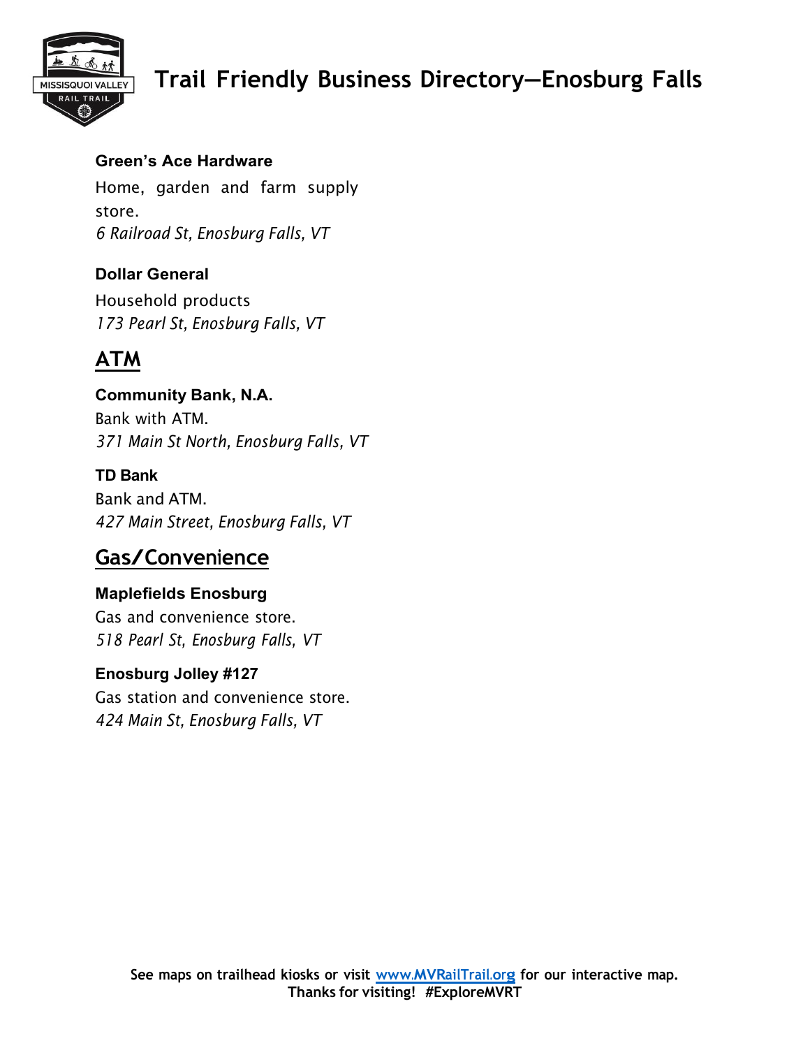# Trail Friendly Business Directory—Enosburg Falls

**Green's Ace Hardware**

Home, garden and farm supply store.

*6 Railroad St, Enosburg Falls, VT*

**Dollar General**

Household products

*173 Pearl St, Enosburg Falls, VT*

## ATM

**Community Bank, N.A.**

Bank with ATM.

*371 Main St North, Enosburg Falls, VT*

**TD Bank**

Bank and ATM.

*427 Main Street, Enosburg Falls, VT*

## Gas/Convenience

**Maplefields Enosburg**

Gas and convenience store.

*518 Pearl St, Enosburg Falls, VT*

**Enosburg Jolley #127**

Gas station and convenience store.

*424 Main St, Enosburg Falls, VT*

**See maps on trailhead kiosks or visit [www.MVRailTrail.org](http://www.MVRailTrail.org) for our interactive map.**
**Thanks for visiting! #ExploreMVRT**